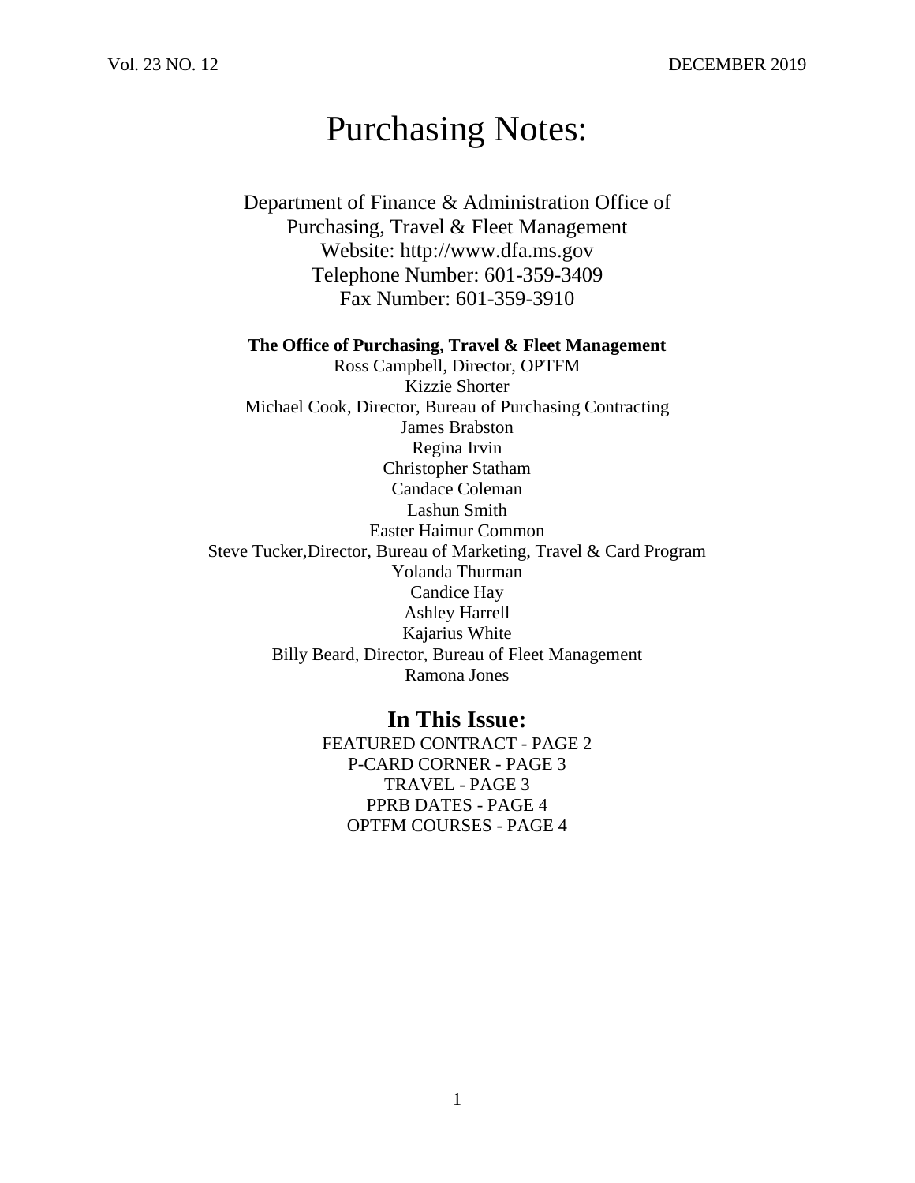# Purchasing Notes:

Department of Finance & Administration Office of Purchasing, Travel & Fleet Management
Website: http://www.dfa.ms.gov
Telephone Number: 601-359-3409
Fax Number: 601-359-3910

**The Office of Purchasing, Travel & Fleet Management**

Ross Campbell, Director, OPTFM
Kizzie Shorter
Michael Cook, Director, Bureau of Purchasing Contracting
James Brabston
Regina Irvin
Christopher Statham
Candace Coleman
Lashun Smith
Easter Haimur Common
Steve Tucker,Director, Bureau of Marketing, Travel & Card Program
Yolanda Thurman
Candice Hay
Ashley Harrell
Kajarius White
Billy Beard, Director, Bureau of Fleet Management
Ramona Jones

## In This Issue:

FEATURED CONTRACT - PAGE 2
P-CARD CORNER - PAGE 3
TRAVEL - PAGE 3
PPRB DATES - PAGE 4
OPTFM COURSES - PAGE 4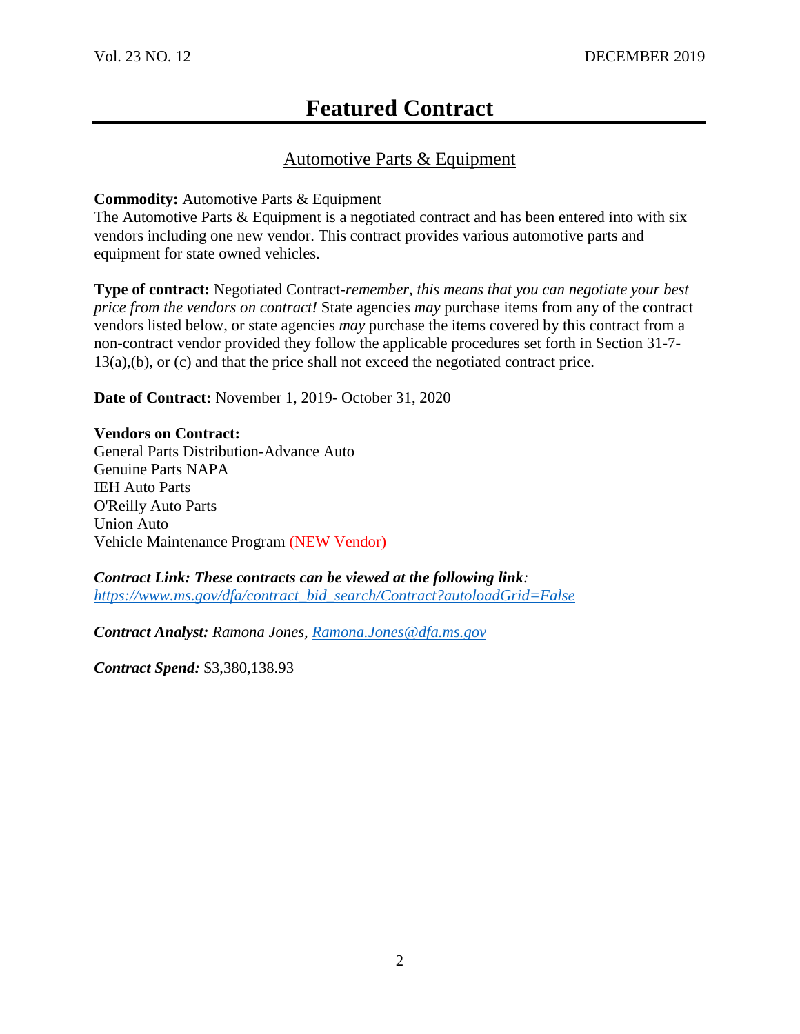# Featured Contract

## Automotive Parts & Equipment

**Commodity:** Automotive Parts & Equipment
The Automotive Parts & Equipment is a negotiated contract and has been entered into with six vendors including one new vendor. This contract provides various automotive parts and equipment for state owned vehicles.

**Type of contract:** Negotiated Contract-*remember, this means that you can negotiate your best price from the vendors on contract!* State agencies *may* purchase items from any of the contract vendors listed below, or state agencies *may* purchase the items covered by this contract from a non-contract vendor provided they follow the applicable procedures set forth in Section 31-7-13(a),(b), or (c) and that the price shall not exceed the negotiated contract price.

**Date of Contract:** November 1, 2019- October 31, 2020

**Vendors on Contract:**
General Parts Distribution-Advance Auto
Genuine Parts NAPA
IEH Auto Parts
O'Reilly Auto Parts
Union Auto
Vehicle Maintenance Program (NEW Vendor)

***Contract Link: These contracts can be viewed at the following link:***
*https://www.ms.gov/dfa/contract_bid_search/Contract?autoloadGrid=False*

***Contract Analyst:*** *Ramona Jones, Ramona.Jones@dfa.ms.gov*

***Contract Spend:*** $3,380,138.93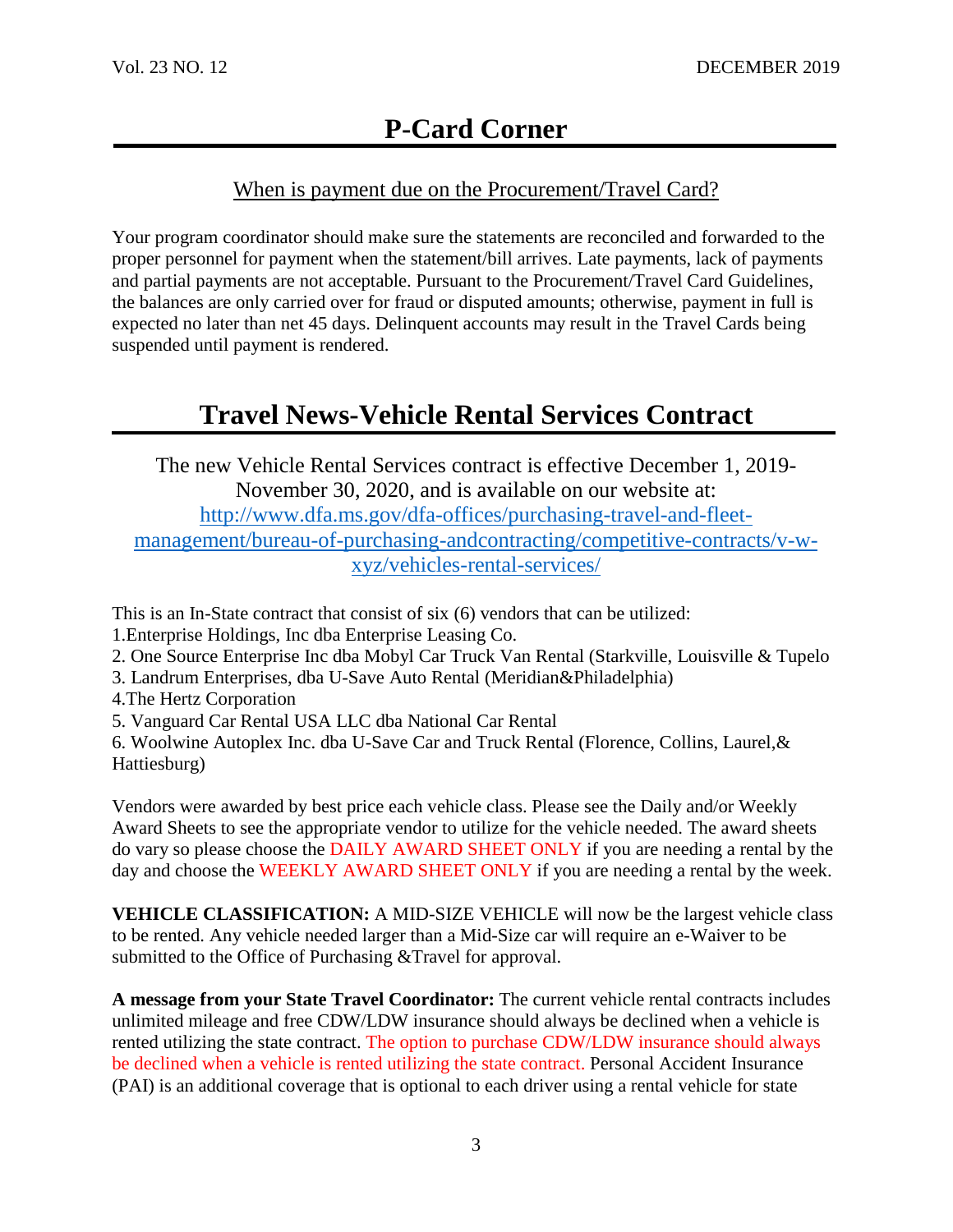# P-Card Corner

## When is payment due on the Procurement/Travel Card?

Your program coordinator should make sure the statements are reconciled and forwarded to the proper personnel for payment when the statement/bill arrives. Late payments, lack of payments and partial payments are not acceptable. Pursuant to the Procurement/Travel Card Guidelines, the balances are only carried over for fraud or disputed amounts; otherwise, payment in full is expected no later than net 45 days. Delinquent accounts may result in the Travel Cards being suspended until payment is rendered.

# Travel News-Vehicle Rental Services Contract

The new Vehicle Rental Services contract is effective December 1, 2019-November 30, 2020, and is available on our website at: [http://www.dfa.ms.gov/dfa-offices/purchasing-travel-and-fleet-management/bureau-of-purchasing-andcontracting/competitive-contracts/v-w-xyz/vehicles-rental-services/](http://www.dfa.ms.gov/dfa-offices/purchasing-travel-and-fleet-management/bureau-of-purchasing-andcontracting/competitive-contracts/v-w-xyz/vehicles-rental-services/)

This is an In-State contract that consist of six (6) vendors that can be utilized:

1. Enterprise Holdings, Inc dba Enterprise Leasing Co.
2. One Source Enterprise Inc dba Mobyl Car Truck Van Rental (Starkville, Louisville & Tupelo
3. Landrum Enterprises, dba U-Save Auto Rental (Meridian&Philadelphia)
4. The Hertz Corporation
5. Vanguard Car Rental USA LLC dba National Car Rental
6. Woolwine Autoplex Inc. dba U-Save Car and Truck Rental (Florence, Collins, Laurel,& Hattiesburg)

Vendors were awarded by best price each vehicle class. Please see the Daily and/or Weekly Award Sheets to see the appropriate vendor to utilize for the vehicle needed. The award sheets do vary so please choose the DAILY AWARD SHEET ONLY if you are needing a rental by the day and choose the WEEKLY AWARD SHEET ONLY if you are needing a rental by the week.

**VEHICLE CLASSIFICATION:** A MID-SIZE VEHICLE will now be the largest vehicle class to be rented. Any vehicle needed larger than a Mid-Size car will require an e-Waiver to be submitted to the Office of Purchasing &Travel for approval.

**A message from your State Travel Coordinator:** The current vehicle rental contracts includes unlimited mileage and free CDW/LDW insurance should always be declined when a vehicle is rented utilizing the state contract. The option to purchase CDW/LDW insurance should always be declined when a vehicle is rented utilizing the state contract. Personal Accident Insurance (PAI) is an additional coverage that is optional to each driver using a rental vehicle for state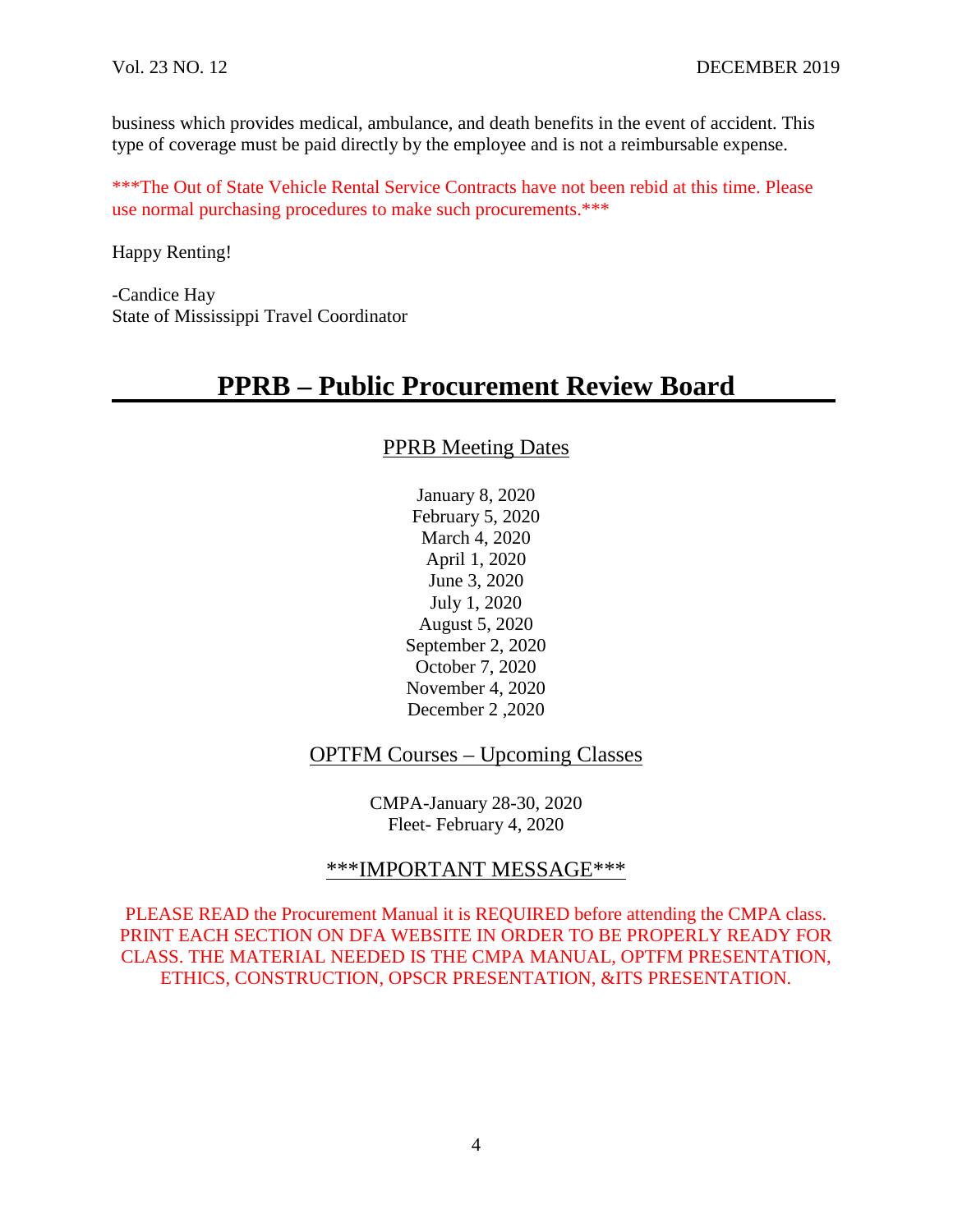business which provides medical, ambulance, and death benefits in the event of accident. This type of coverage must be paid directly by the employee and is not a reimbursable expense.

***The Out of State Vehicle Rental Service Contracts have not been rebid at this time. Please use normal purchasing procedures to make such procurements.***

Happy Renting!

-Candice Hay
State of Mississippi Travel Coordinator

## PPRB – Public Procurement Review Board

### PPRB Meeting Dates

January 8, 2020
February 5, 2020
March 4, 2020
April 1, 2020
June 3, 2020
July 1, 2020
August 5, 2020
September 2, 2020
October 7, 2020
November 4, 2020
December 2 ,2020

### OPTFM Courses – Upcoming Classes

CMPA-January 28-30, 2020
Fleet- February 4, 2020

### ***IMPORTANT MESSAGE***

PLEASE READ the Procurement Manual it is REQUIRED before attending the CMPA class. PRINT EACH SECTION ON DFA WEBSITE IN ORDER TO BE PROPERLY READY FOR CLASS. THE MATERIAL NEEDED IS THE CMPA MANUAL, OPTFM PRESENTATION, ETHICS, CONSTRUCTION, OPSCR PRESENTATION, &ITS PRESENTATION.